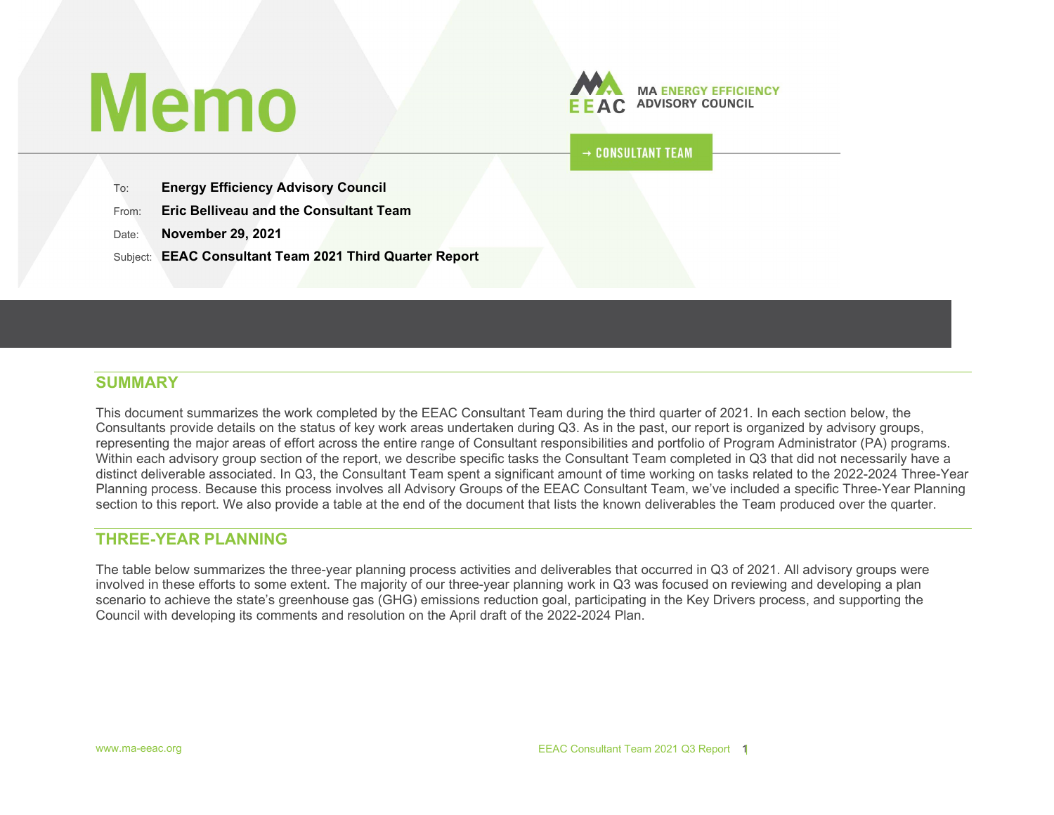# Memo

MA ENERGY EFFICIENCY ADVISORY COUNCIL

→ CONSULTANT TEAM

To: **Energy Efficiency Advisory Council**

From: **Eric Belliveau and the Consultant Team**

Date: **November 29, 2021**

Subject: **EEAC Consultant Team 2021 Third Quarter Report**

## SUMMARY

This document summarizes the work completed by the EEAC Consultant Team during the third quarter of 2021. In each section below, the Consultants provide details on the status of key work areas undertaken during Q3. As in the past, our report is organized by advisory groups, representing the major areas of effort across the entire range of Consultant responsibilities and portfolio of Program Administrator (PA) programs. Within each advisory group section of the report, we describe specific tasks the Consultant Team completed in Q3 that did not necessarily have a distinct deliverable associated. In Q3, the Consultant Team spent a significant amount of time working on tasks related to the 2022-2024 Three-Year Planning process. Because this process involves all Advisory Groups of the EEAC Consultant Team, we've included a specific Three-Year Planning section to this report. We also provide a table at the end of the document that lists the known deliverables the Team produced over the quarter.

## THREE-YEAR PLANNING

The table below summarizes the three-year planning process activities and deliverables that occurred in Q3 of 2021. All advisory groups were involved in these efforts to some extent. The majority of our three-year planning work in Q3 was focused on reviewing and developing a plan scenario to achieve the state's greenhouse gas (GHG) emissions reduction goal, participating in the Key Drivers process, and supporting the Council with developing its comments and resolution on the April draft of the 2022-2024 Plan.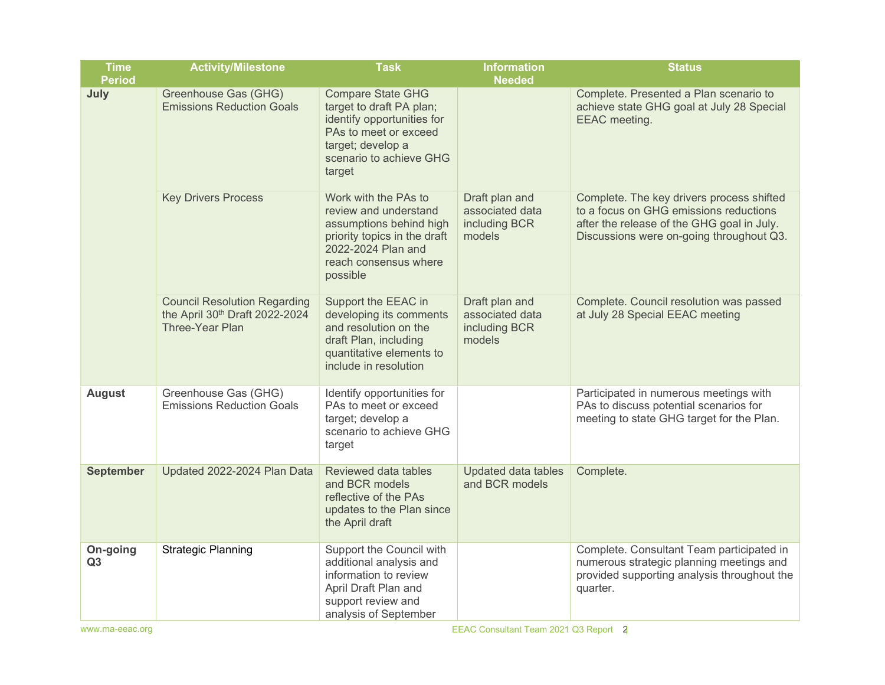| Time Period | Activity/Milestone | Task | Information Needed | Status |
|---|---|---|---|---|
| **July** | Greenhouse Gas (GHG) Emissions Reduction Goals | Compare State GHG target to draft PA plan; identify opportunities for PAs to meet or exceed target; develop a scenario to achieve GHG target | | Complete. Presented a Plan scenario to achieve state GHG goal at July 28 Special EEAC meeting. |
| | Key Drivers Process | Work with the PAs to review and understand assumptions behind high priority topics in the draft 2022-2024 Plan and reach consensus where possible | Draft plan and associated data including BCR models | Complete. The key drivers process shifted to a focus on GHG emissions reductions after the release of the GHG goal in July. Discussions were on-going throughout Q3. |
| | Council Resolution Regarding the April 30th Draft 2022-2024 Three-Year Plan | Support the EEAC in developing its comments and resolution on the draft Plan, including quantitative elements to include in resolution | Draft plan and associated data including BCR models | Complete. Council resolution was passed at July 28 Special EEAC meeting |
| **August** | Greenhouse Gas (GHG) Emissions Reduction Goals | Identify opportunities for PAs to meet or exceed target; develop a scenario to achieve GHG target | | Participated in numerous meetings with PAs to discuss potential scenarios for meeting to state GHG target for the Plan. |
| **September** | Updated 2022-2024 Plan Data | Reviewed data tables and BCR models reflective of the PAs updates to the Plan since the April draft | Updated data tables and BCR models | Complete. |
| **On-going Q3** | Strategic Planning | Support the Council with additional analysis and information to review April Draft Plan and support review and analysis of September | | Complete. Consultant Team participated in numerous strategic planning meetings and provided supporting analysis throughout the quarter. |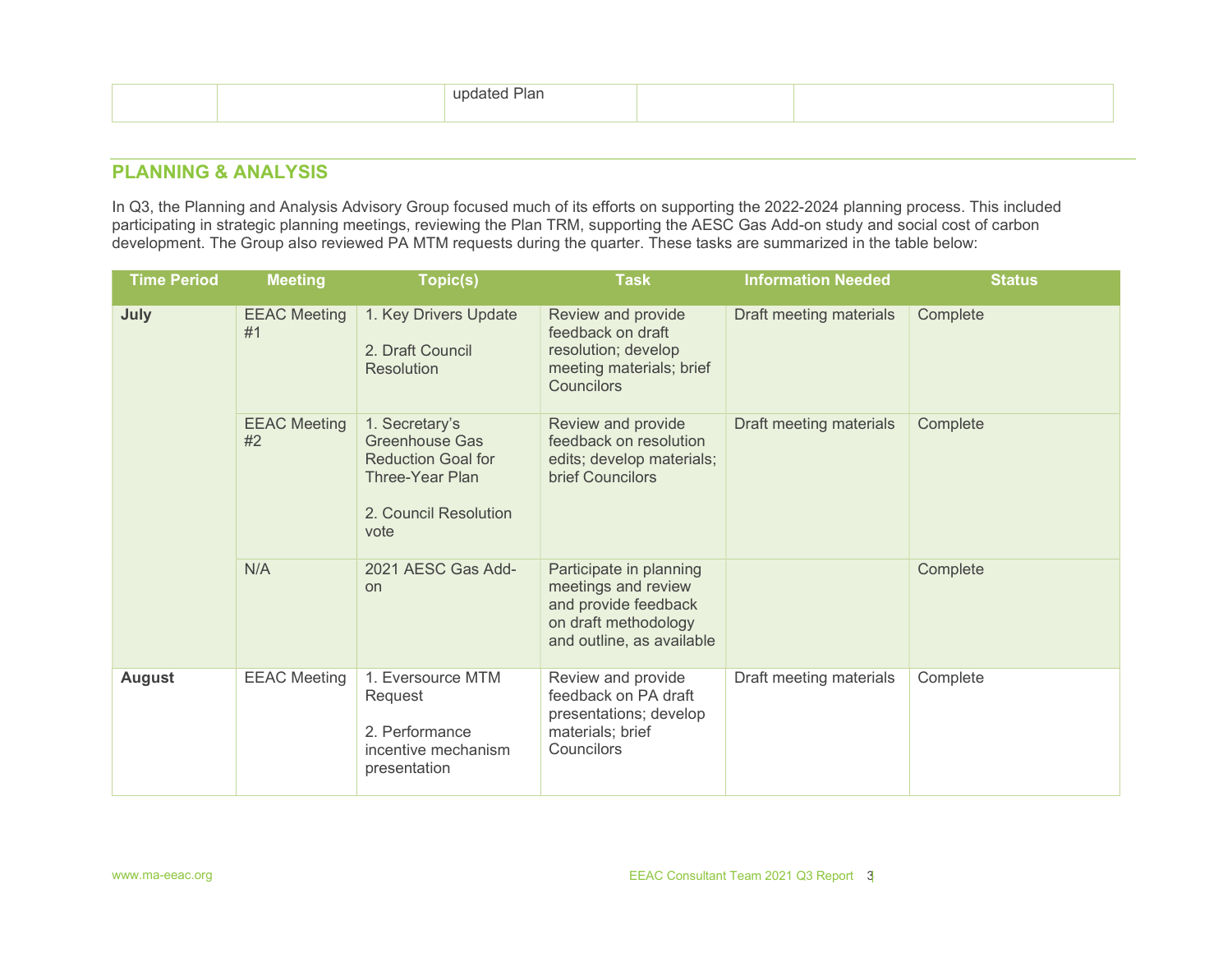| | | updated Plan | | |
|---|---|---|---|---|

## PLANNING & ANALYSIS

In Q3, the Planning and Analysis Advisory Group focused much of its efforts on supporting the 2022-2024 planning process. This included participating in strategic planning meetings, reviewing the Plan TRM, supporting the AESC Gas Add-on study and social cost of carbon development. The Group also reviewed PA MTM requests during the quarter. These tasks are summarized in the table below:

| Time Period | Meeting | Topic(s) | Task | Information Needed | Status |
|---|---|---|---|---|---|
| **July** | EEAC Meeting #1 | 1. Key Drivers Update<br><br>2. Draft Council Resolution | Review and provide feedback on draft resolution; develop meeting materials; brief Councilors | Draft meeting materials | Complete |
| | EEAC Meeting #2 | 1. Secretary's Greenhouse Gas Reduction Goal for Three-Year Plan<br><br>2. Council Resolution vote | Review and provide feedback on resolution edits; develop materials; brief Councilors | Draft meeting materials | Complete |
| | N/A | 2021 AESC Gas Add-on | Participate in planning meetings and review and provide feedback on draft methodology and outline, as available | | Complete |
| **August** | EEAC Meeting | 1. Eversource MTM Request<br><br>2. Performance incentive mechanism presentation | Review and provide feedback on PA draft presentations; develop materials; brief Councilors | Draft meeting materials | Complete |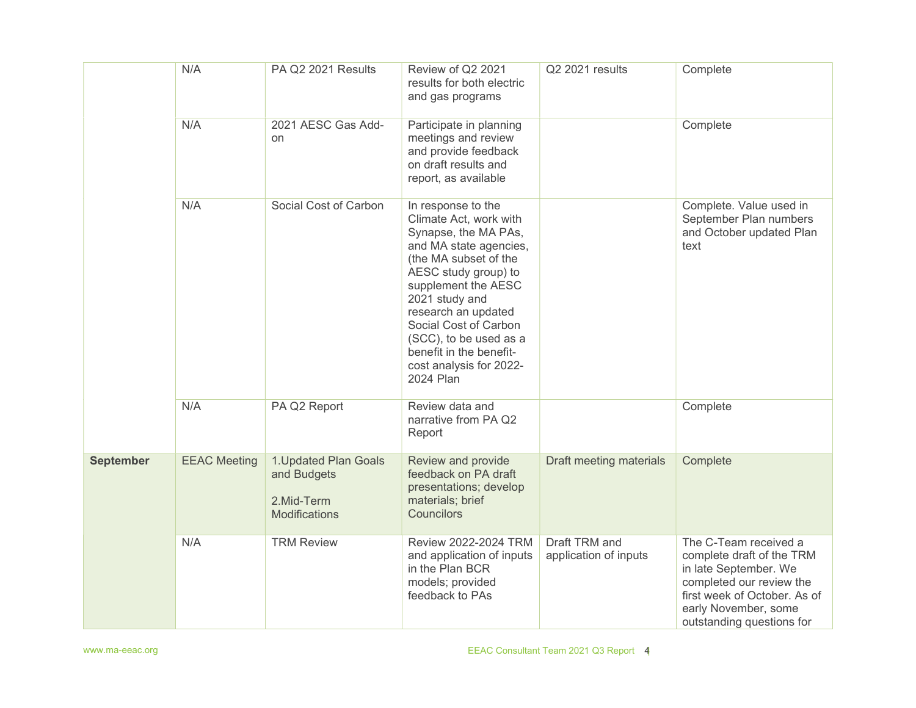| | N/A | PA Q2 2021 Results | Review of Q2 2021 results for both electric and gas programs | Q2 2021 results | Complete |
|---|---|---|---|---|---|
| | N/A | 2021 AESC Gas Add-on | Participate in planning meetings and review and provide feedback on draft results and report, as available | | Complete |
| | N/A | Social Cost of Carbon | In response to the Climate Act, work with Synapse, the MA PAs, and MA state agencies, (the MA subset of the AESC study group) to supplement the AESC 2021 study and research an updated Social Cost of Carbon (SCC), to be used as a benefit in the benefit-cost analysis for 2022-2024 Plan | | Complete. Value used in September Plan numbers and October updated Plan text |
| | N/A | PA Q2 Report | Review data and narrative from PA Q2 Report | | Complete |
| **September** | EEAC Meeting | 1.Updated Plan Goals and Budgets<br><br>2.Mid-Term Modifications | Review and provide feedback on PA draft presentations; develop materials; brief Councilors | Draft meeting materials | Complete |
| | N/A | TRM Review | Review 2022-2024 TRM and application of inputs in the Plan BCR models; provided feedback to PAs | Draft TRM and application of inputs | The C-Team received a complete draft of the TRM in late September. We completed our review the first week of October. As of early November, some outstanding questions for |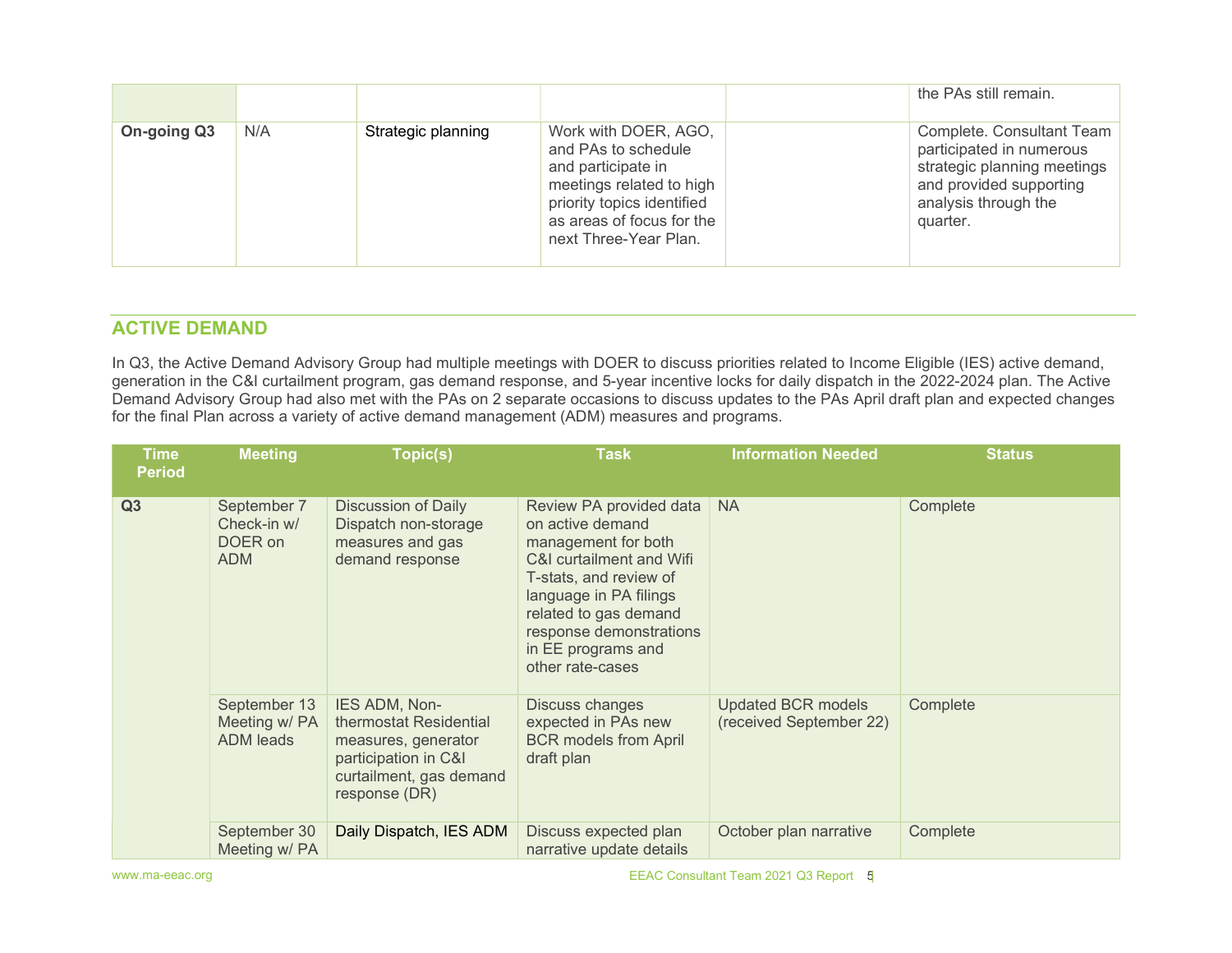| | | | | | the PAs still remain. |
|---|---|---|---|---|---|
| **On-going Q3** | N/A | Strategic planning | Work with DOER, AGO, and PAs to schedule and participate in meetings related to high priority topics identified as areas of focus for the next Three-Year Plan. | | Complete. Consultant Team participated in numerous strategic planning meetings and provided supporting analysis through the quarter. |

## ACTIVE DEMAND

In Q3, the Active Demand Advisory Group had multiple meetings with DOER to discuss priorities related to Income Eligible (IES) active demand, generation in the C&I curtailment program, gas demand response, and 5-year incentive locks for daily dispatch in the 2022-2024 plan. The Active Demand Advisory Group had also met with the PAs on 2 separate occasions to discuss updates to the PAs April draft plan and expected changes for the final Plan across a variety of active demand management (ADM) measures and programs.

| Time Period | Meeting | Topic(s) | Task | Information Needed | Status |
|---|---|---|---|---|---|
| **Q3** | September 7 Check-in w/ DOER on ADM | Discussion of Daily Dispatch non-storage measures and gas demand response | Review PA provided data on active demand management for both C&I curtailment and Wifi T-stats, and review of language in PA filings related to gas demand response demonstrations in EE programs and other rate-cases | NA | Complete |
| | September 13 Meeting w/ PA ADM leads | IES ADM, Non-thermostat Residential measures, generator participation in C&I curtailment, gas demand response (DR) | Discuss changes expected in PAs new BCR models from April draft plan | Updated BCR models (received September 22) | Complete |
| | September 30 Meeting w/ PA | Daily Dispatch, IES ADM | Discuss expected plan narrative update details | October plan narrative | Complete |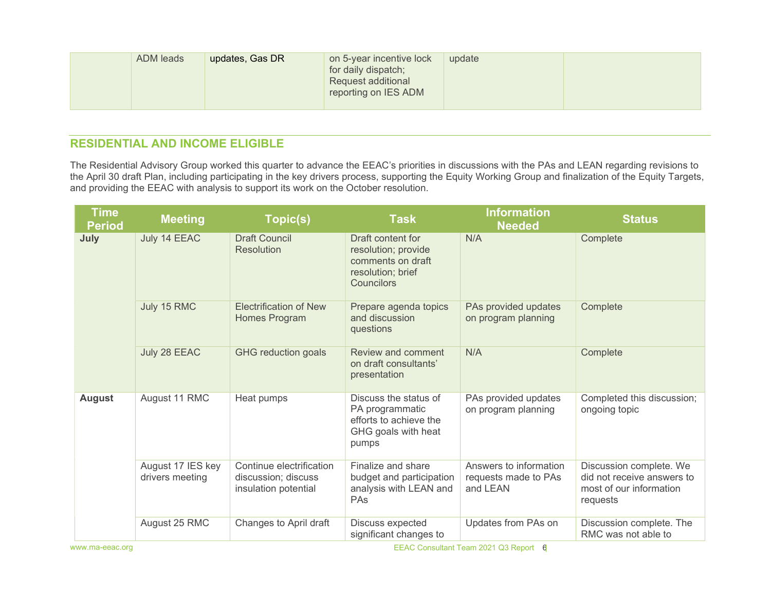|  | ADM leads | updates, Gas DR | on 5-year incentive lock for daily dispatch; Request additional reporting on IES ADM | update |  |
|---|---|---|---|---|---|

## RESIDENTIAL AND INCOME ELIGIBLE

The Residential Advisory Group worked this quarter to advance the EEAC's priorities in discussions with the PAs and LEAN regarding revisions to the April 30 draft Plan, including participating in the key drivers process, supporting the Equity Working Group and finalization of the Equity Targets, and providing the EEAC with analysis to support its work on the October resolution.

| Time Period | Meeting | Topic(s) | Task | Information Needed | Status |
|---|---|---|---|---|---|
| **July** | July 14 EEAC | Draft Council Resolution | Draft content for resolution; provide comments on draft resolution; brief Councilors | N/A | Complete |
|  | July 15 RMC | Electrification of New Homes Program | Prepare agenda topics and discussion questions | PAs provided updates on program planning | Complete |
|  | July 28 EEAC | GHG reduction goals | Review and comment on draft consultants' presentation | N/A | Complete |
| **August** | August 11 RMC | Heat pumps | Discuss the status of PA programmatic efforts to achieve the GHG goals with heat pumps | PAs provided updates on program planning | Completed this discussion; ongoing topic |
|  | August 17 IES key drivers meeting | Continue electrification discussion; discuss insulation potential | Finalize and share budget and participation analysis with LEAN and PAs | Answers to information requests made to PAs and LEAN | Discussion complete. We did not receive answers to most of our information requests |
|  | August 25 RMC | Changes to April draft | Discuss expected significant changes to | Updates from PAs on | Discussion complete. The RMC was not able to |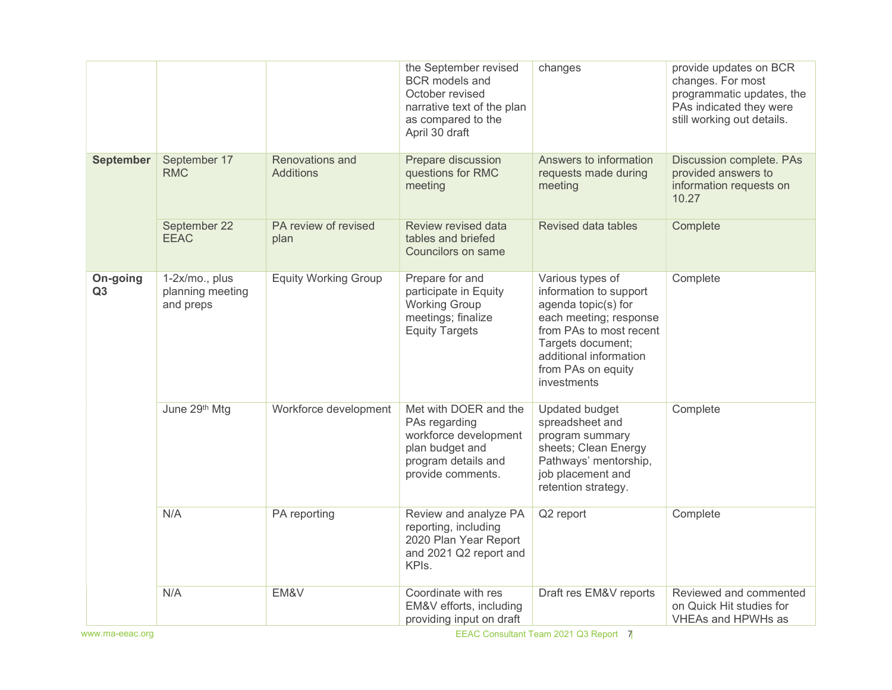| | | | the September revised BCR models and October revised narrative text of the plan as compared to the April 30 draft | changes | provide updates on BCR changes. For most programmatic updates, the PAs indicated they were still working out details. |
|---|---|---|---|---|---|
| **September** | September 17 RMC | Renovations and Additions | Prepare discussion questions for RMC meeting | Answers to information requests made during meeting | Discussion complete. PAs provided answers to information requests on 10.27 |
| | September 22 EEAC | PA review of revised plan | Review revised data tables and briefed Councilors on same | Revised data tables | Complete |
| **On-going Q3** | 1-2x/mo., plus planning meeting and preps | Equity Working Group | Prepare for and participate in Equity Working Group meetings; finalize Equity Targets | Various types of information to support agenda topic(s) for each meeting; response from PAs to most recent Targets document; additional information from PAs on equity investments | Complete |
| | June 29th Mtg | Workforce development | Met with DOER and the PAs regarding workforce development plan budget and program details and provide comments. | Updated budget spreadsheet and program summary sheets; Clean Energy Pathways' mentorship, job placement and retention strategy. | Complete |
| | N/A | PA reporting | Review and analyze PA reporting, including 2020 Plan Year Report and 2021 Q2 report and KPIs. | Q2 report | Complete |
| | N/A | EM&V | Coordinate with res EM&V efforts, including providing input on draft | Draft res EM&V reports | Reviewed and commented on Quick Hit studies for VHEAs and HPWHs as |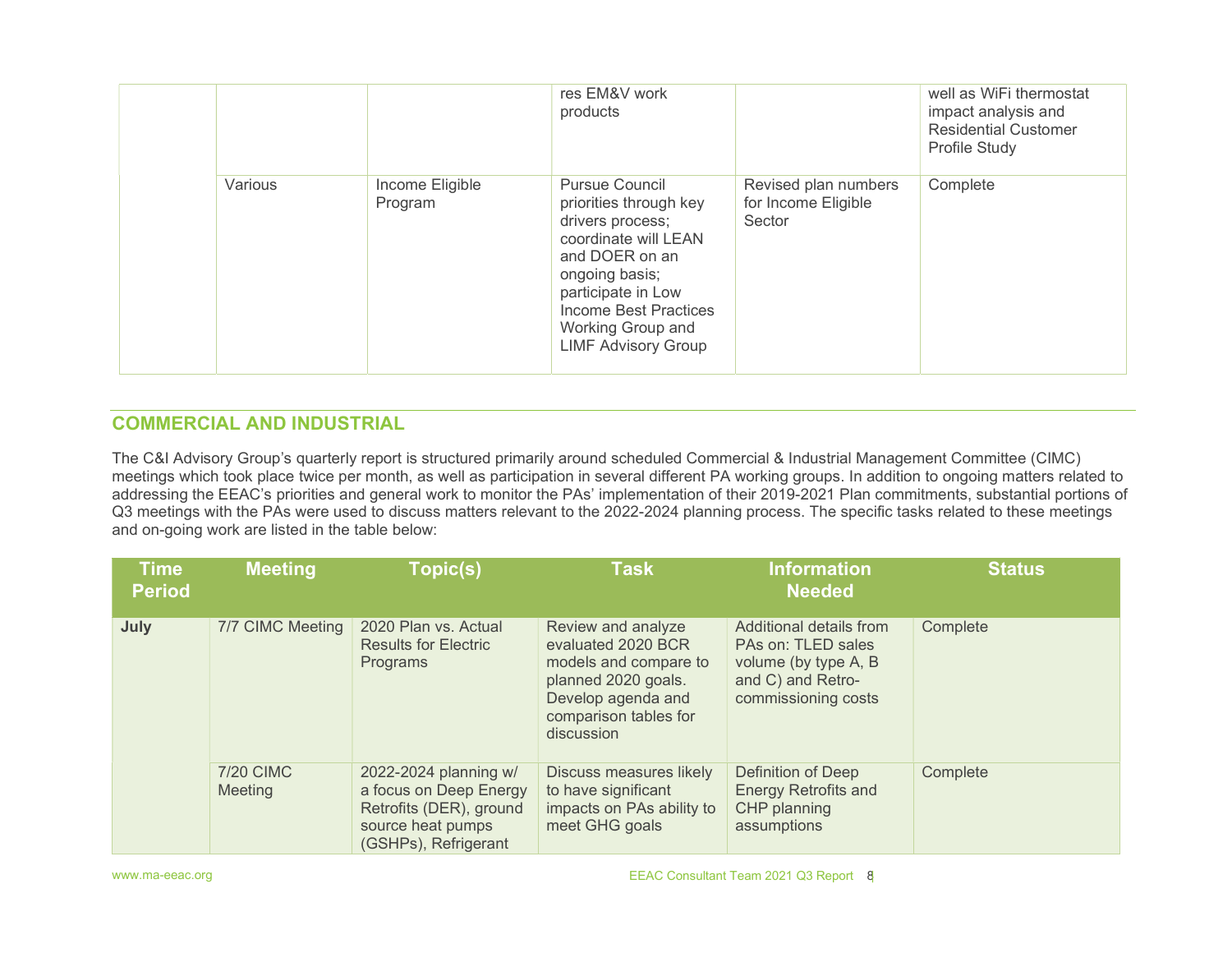| | | | res EM&V work products | | well as WiFi thermostat impact analysis and Residential Customer Profile Study |
|---|---|---|---|---|---|
| | Various | Income Eligible Program | Pursue Council priorities through key drivers process; coordinate will LEAN and DOER on an ongoing basis; participate in Low Income Best Practices Working Group and LIMF Advisory Group | Revised plan numbers for Income Eligible Sector | Complete |

## COMMERCIAL AND INDUSTRIAL

The C&I Advisory Group's quarterly report is structured primarily around scheduled Commercial & Industrial Management Committee (CIMC) meetings which took place twice per month, as well as participation in several different PA working groups. In addition to ongoing matters related to addressing the EEAC's priorities and general work to monitor the PAs' implementation of their 2019-2021 Plan commitments, substantial portions of Q3 meetings with the PAs were used to discuss matters relevant to the 2022-2024 planning process. The specific tasks related to these meetings and on-going work are listed in the table below:

| Time Period | Meeting | Topic(s) | Task | Information Needed | Status |
|---|---|---|---|---|---|
| **July** | 7/7 CIMC Meeting | 2020 Plan vs. Actual Results for Electric Programs | Review and analyze evaluated 2020 BCR models and compare to planned 2020 goals. Develop agenda and comparison tables for discussion | Additional details from PAs on: TLED sales volume (by type A, B and C) and Retro-commissioning costs | Complete |
| | 7/20 CIMC Meeting | 2022-2024 planning w/ a focus on Deep Energy Retrofits (DER), ground source heat pumps (GSHPs), Refrigerant | Discuss measures likely to have significant impacts on PAs ability to meet GHG goals | Definition of Deep Energy Retrofits and CHP planning assumptions | Complete |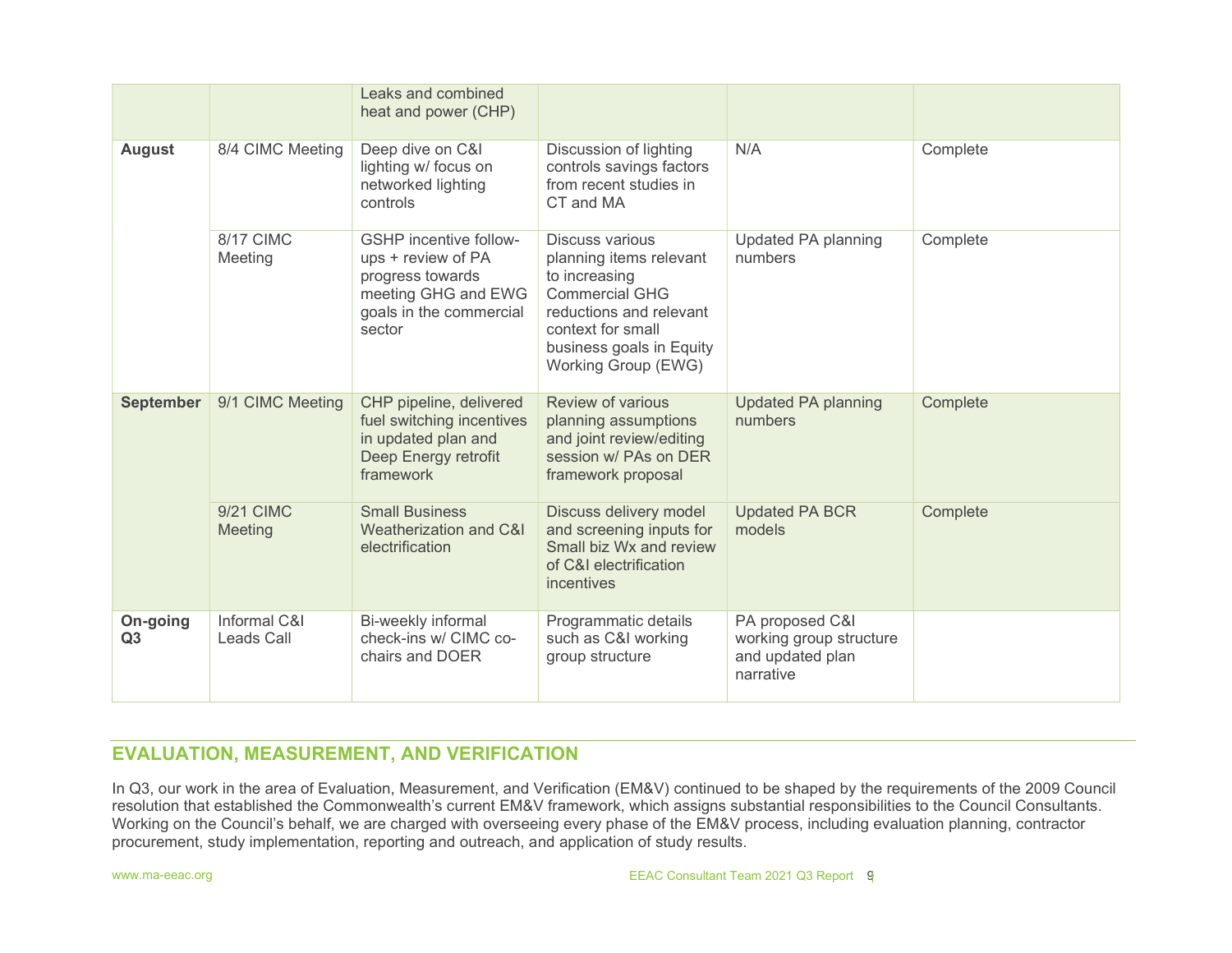| | | | | | |
|---|---|---|---|---|---|
| | | Leaks and combined heat and power (CHP) | | | |
| **August** | 8/4 CIMC Meeting | Deep dive on C&I lighting w/ focus on networked lighting controls | Discussion of lighting controls savings factors from recent studies in CT and MA | N/A | Complete |
| | 8/17 CIMC Meeting | GSHP incentive follow-ups + review of PA progress towards meeting GHG and EWG goals in the commercial sector | Discuss various planning items relevant to increasing Commercial GHG reductions and relevant context for small business goals in Equity Working Group (EWG) | Updated PA planning numbers | Complete |
| **September** | 9/1 CIMC Meeting | CHP pipeline, delivered fuel switching incentives in updated plan and Deep Energy retrofit framework | Review of various planning assumptions and joint review/editing session w/ PAs on DER framework proposal | Updated PA planning numbers | Complete |
| | 9/21 CIMC Meeting | Small Business Weatherization and C&I electrification | Discuss delivery model and screening inputs for Small biz Wx and review of C&I electrification incentives | Updated PA BCR models | Complete |
| **On-going Q3** | Informal C&I Leads Call | Bi-weekly informal check-ins w/ CIMC co-chairs and DOER | Programmatic details such as C&I working group structure | PA proposed C&I working group structure and updated plan narrative | |

## EVALUATION, MEASUREMENT, AND VERIFICATION

In Q3, our work in the area of Evaluation, Measurement, and Verification (EM&V) continued to be shaped by the requirements of the 2009 Council resolution that established the Commonwealth's current EM&V framework, which assigns substantial responsibilities to the Council Consultants. Working on the Council's behalf, we are charged with overseeing every phase of the EM&V process, including evaluation planning, contractor procurement, study implementation, reporting and outreach, and application of study results.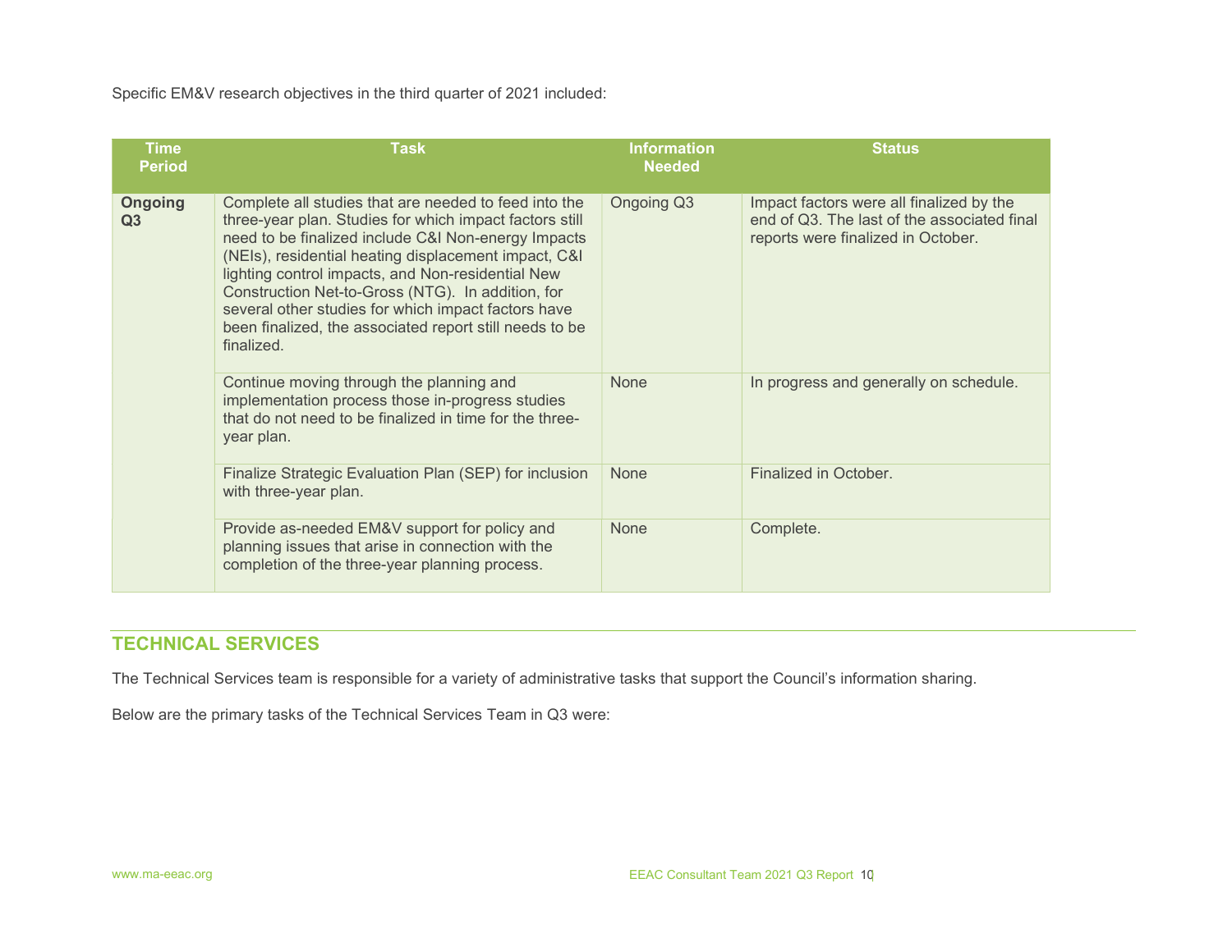Specific EM&V research objectives in the third quarter of 2021 included:

| Time Period | Task | Information Needed | Status |
| --- | --- | --- | --- |
| **Ongoing Q3** | Complete all studies that are needed to feed into the three-year plan. Studies for which impact factors still need to be finalized include C&I Non-energy Impacts (NEIs), residential heating displacement impact, C&I lighting control impacts, and Non-residential New Construction Net-to-Gross (NTG). In addition, for several other studies for which impact factors have been finalized, the associated report still needs to be finalized. | Ongoing Q3 | Impact factors were all finalized by the end of Q3. The last of the associated final reports were finalized in October. |
| | Continue moving through the planning and implementation process those in-progress studies that do not need to be finalized in time for the three-year plan. | None | In progress and generally on schedule. |
| | Finalize Strategic Evaluation Plan (SEP) for inclusion with three-year plan. | None | Finalized in October. |
| | Provide as-needed EM&V support for policy and planning issues that arise in connection with the completion of the three-year planning process. | None | Complete. |

## TECHNICAL SERVICES

The Technical Services team is responsible for a variety of administrative tasks that support the Council's information sharing.

Below are the primary tasks of the Technical Services Team in Q3 were: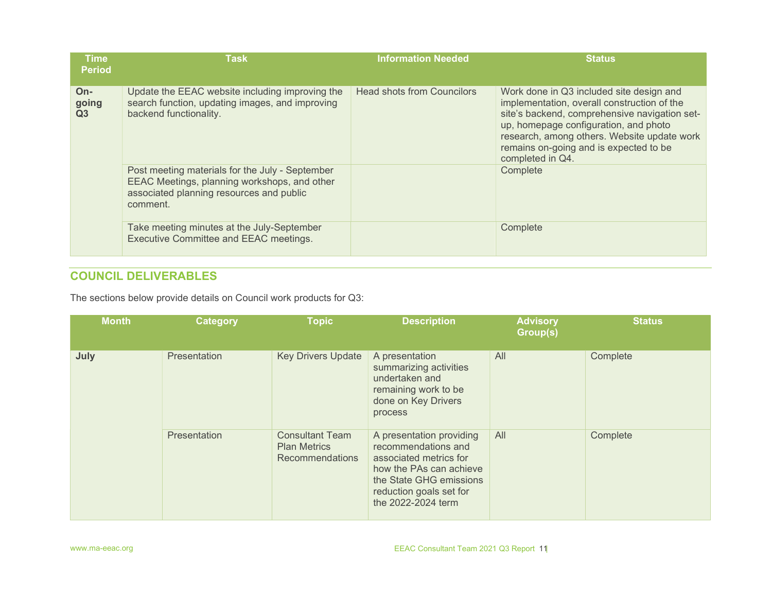| Time Period | Task | Information Needed | Status |
|---|---|---|---|
| On-going Q3 | Update the EEAC website including improving the search function, updating images, and improving backend functionality. | Head shots from Councilors | Work done in Q3 included site design and implementation, overall construction of the site's backend, comprehensive navigation set-up, homepage configuration, and photo research, among others. Website update work remains on-going and is expected to be completed in Q4. |
| | Post meeting materials for the July - September EEAC Meetings, planning workshops, and other associated planning resources and public comment. | | Complete |
| | Take meeting minutes at the July-September Executive Committee and EEAC meetings. | | Complete |

## COUNCIL DELIVERABLES

The sections below provide details on Council work products for Q3:

| Month | Category | Topic | Description | Advisory Group(s) | Status |
|---|---|---|---|---|---|
| July | Presentation | Key Drivers Update | A presentation summarizing activities undertaken and remaining work to be done on Key Drivers process | All | Complete |
| | Presentation | Consultant Team Plan Metrics Recommendations | A presentation providing recommendations and associated metrics for how the PAs can achieve the State GHG emissions reduction goals set for the 2022-2024 term | All | Complete |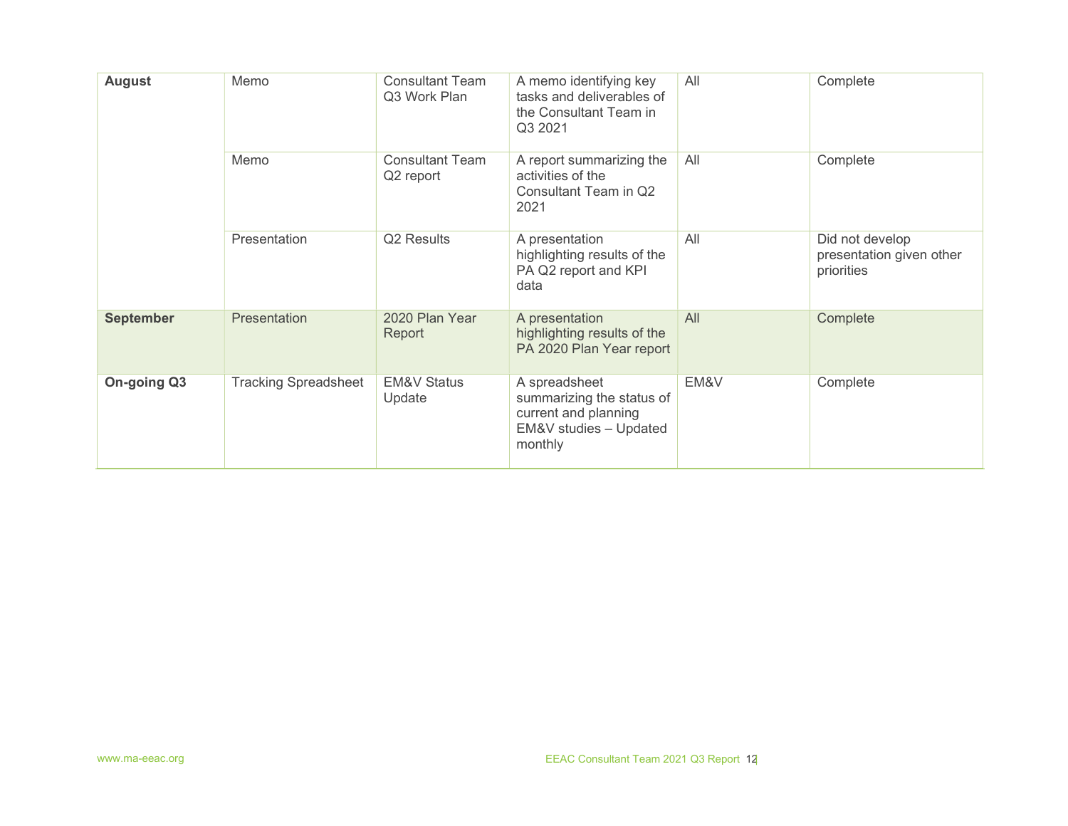| | | | | | |
|---|---|---|---|---|---|
| **August** | Memo | Consultant Team Q3 Work Plan | A memo identifying key tasks and deliverables of the Consultant Team in Q3 2021 | All | Complete |
| | Memo | Consultant Team Q2 report | A report summarizing the activities of the Consultant Team in Q2 2021 | All | Complete |
| | Presentation | Q2 Results | A presentation highlighting results of the PA Q2 report and KPI data | All | Did not develop presentation given other priorities |
| **September** | Presentation | 2020 Plan Year Report | A presentation highlighting results of the PA 2020 Plan Year report | All | Complete |
| **On-going Q3** | Tracking Spreadsheet | EM&V Status Update | A spreadsheet summarizing the status of current and planning EM&V studies – Updated monthly | EM&V | Complete |